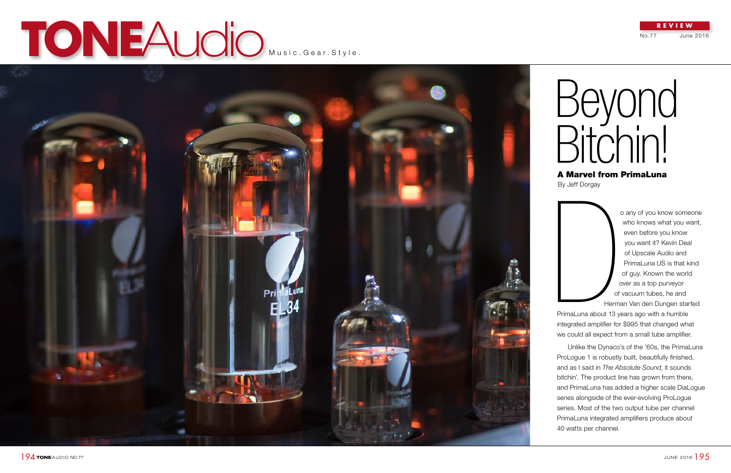# Beyond Bitchin!

## A Marvel from PrimaLuna

By Jeff Dorgay

Do any of you know someone who knows what you want, even before you know you want it? Kevin Deal of Upscale Audio and PrimaLuna US is that kind of guy. Known the world over as a top purveyor of vacuum tubes, he and Herman Van den Dungen started PrimaLuna about 13 years ago with a humble integrated amplifier for $995 that changed what we could all expect from a small tube amplifier.

Unlike the Dynaco's of the '60s, the PrimaLuna ProLogue 1 is robustly built, beautifully finished, and as I said in *The Absolute Sound*, it sounds bitchin'. The product line has grown from there, and PrimaLuna has added a higher scale DiaLogue series alongside of the ever-evolving ProLogue series. Most of the two output tube per channel PrimaLuna integrated amplifiers produce about 40 watts per channel.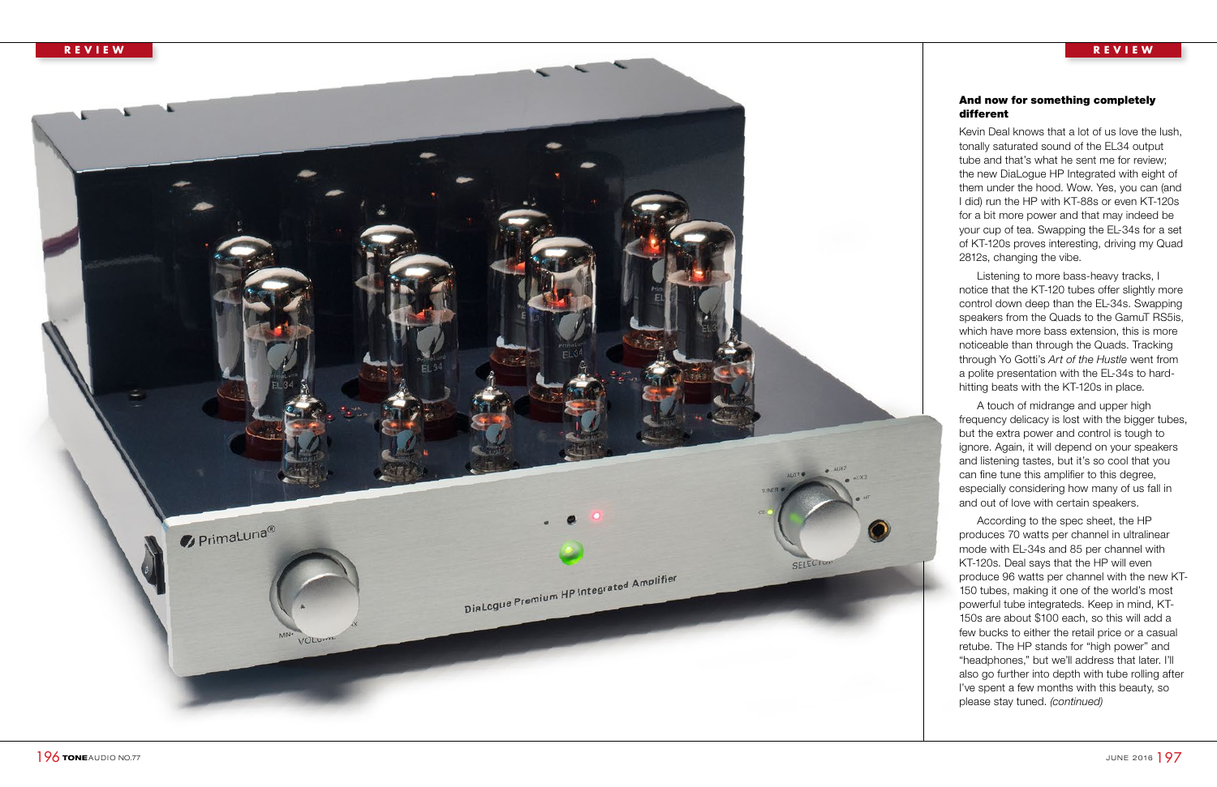### And now for something completely different

Kevin Deal knows that a lot of us love the lush, tonally saturated sound of the EL34 output tube and that's what he sent me for review; the new DiaLogue HP Integrated with eight of them under the hood. Wow. Yes, you can (and I did) run the HP with KT-88s or even KT-120s for a bit more power and that may indeed be your cup of tea. Swapping the EL-34s for a set of KT-120s proves interesting, driving my Quad 2812s, changing the vibe.

Listening to more bass-heavy tracks, I notice that the KT-120 tubes offer slightly more control down deep than the EL-34s. Swapping speakers from the Quads to the GamuT RS5is, which have more bass extension, this is more noticeable than through the Quads. Tracking through Yo Gotti's *Art of the Hustle* went from a polite presentation with the EL-34s to hard-hitting beats with the KT-120s in place.

A touch of midrange and upper high frequency delicacy is lost with the bigger tubes, but the extra power and control is tough to ignore. Again, it will depend on your speakers and listening tastes, but it's so cool that you can fine tune this amplifier to this degree, especially considering how many of us fall in and out of love with certain speakers.

According to the spec sheet, the HP produces 70 watts per channel in ultralinear mode with EL-34s and 85 per channel with KT-120s. Deal says that the HP will even produce 96 watts per channel with the new KT-150 tubes, making it one of the world's most powerful tube integrateds. Keep in mind, KT-150s are about $100 each, so this will add a few bucks to either the retail price or a casual retube. The HP stands for "high power" and "headphones," but we'll address that later. I'll also go further into depth with tube rolling after I've spent a few months with this beauty, so please stay tuned. *(continued)*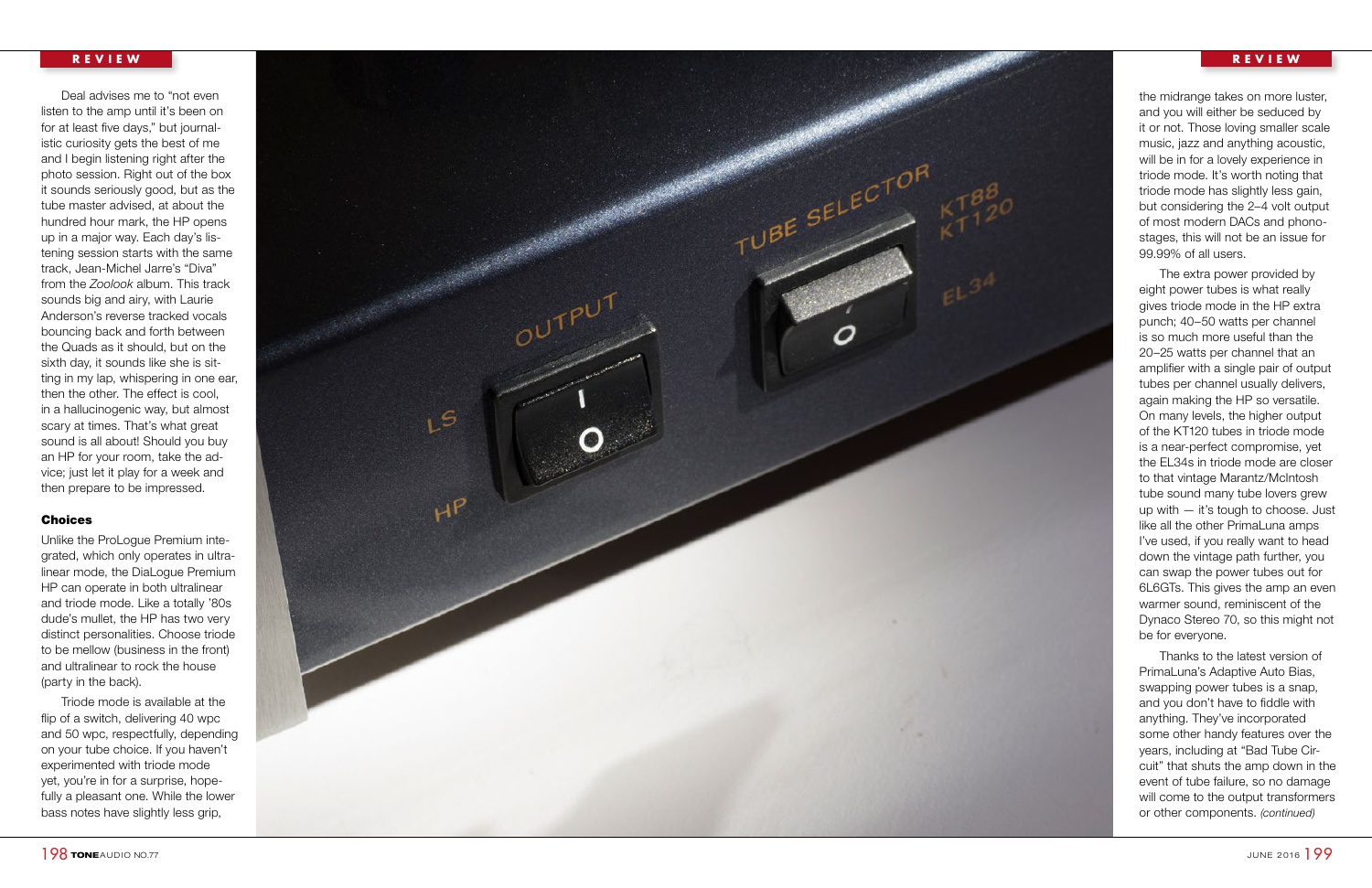Deal advises me to "not even listen to the amp until it's been on for at least five days," but journalistic curiosity gets the best of me and I begin listening right after the photo session. Right out of the box it sounds seriously good, but as the tube master advised, at about the hundred hour mark, the HP opens up in a major way. Each day's listening session starts with the same track, Jean-Michel Jarre's "Diva" from the *Zoolook* album. This track sounds big and airy, with Laurie Anderson's reverse tracked vocals bouncing back and forth between the Quads as it should, but on the sixth day, it sounds like she is sitting in my lap, whispering in one ear, then the other. The effect is cool, in a hallucinogenic way, but almost scary at times. That's what great sound is all about! Should you buy an HP for your room, take the advice; just let it play for a week and then prepare to be impressed.

### Choices

Unlike the ProLogue Premium integrated, which only operates in ultralinear mode, the DiaLogue Premium HP can operate in both ultralinear and triode mode. Like a totally '80s dude's mullet, the HP has two very distinct personalities. Choose triode to be mellow (business in the front) and ultralinear to rock the house (party in the back).

Triode mode is available at the flip of a switch, delivering 40 wpc and 50 wpc, respectfully, depending on your tube choice. If you haven't experimented with triode mode yet, you're in for a surprise, hopefully a pleasant one. While the lower bass notes have slightly less grip, the midrange takes on more luster, and you will either be seduced by it or not. Those loving smaller scale music, jazz and anything acoustic, will be in for a lovely experience in triode mode. It's worth noting that triode mode has slightly less gain, but considering the 2–4 volt output of most modern DACs and phonostages, this will not be an issue for 99.99% of all users.

The extra power provided by eight power tubes is what really gives triode mode in the HP extra punch; 40–50 watts per channel is so much more useful than the 20–25 watts per channel that an amplifier with a single pair of output tubes per channel usually delivers, again making the HP so versatile. On many levels, the higher output of the KT120 tubes in triode mode is a near-perfect compromise, yet the EL34s in triode mode are closer to that vintage Marantz/McIntosh tube sound many tube lovers grew up with — it's tough to choose. Just like all the other PrimaLuna amps I've used, if you really want to head down the vintage path further, you can swap the power tubes out for 6L6GTs. This gives the amp an even warmer sound, reminiscent of the Dynaco Stereo 70, so this might not be for everyone.

Thanks to the latest version of PrimaLuna's Adaptive Auto Bias, swapping power tubes is a snap, and you don't have to fiddle with anything. They've incorporated some other handy features over the years, including at "Bad Tube Circuit" that shuts the amp down in the event of tube failure, so no damage will come to the output transformers or other components. *(continued)*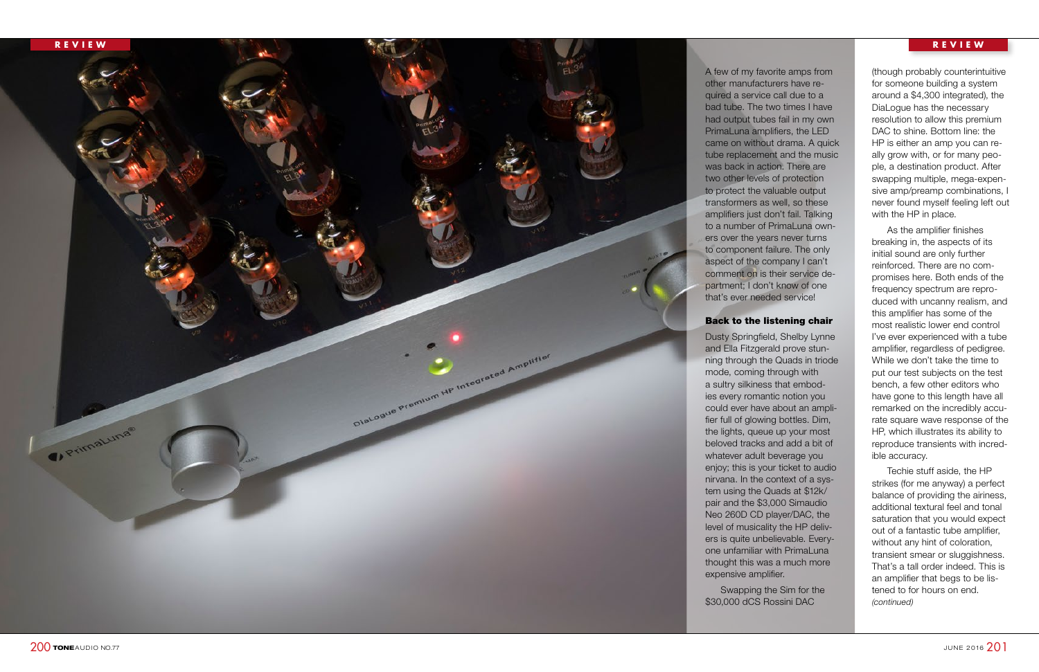A few of my favorite amps from other manufacturers have required a service call due to a bad tube. The two times I have had output tubes fail in my own PrimaLuna amplifiers, the LED came on without drama. A quick tube replacement and the music was back in action. There are two other levels of protection to protect the valuable output transformers as well, so these amplifiers just don't fail. Talking to a number of PrimaLuna owners over the years never turns to component failure. The only aspect of the company I can't comment on is their service department; I don't know of one that's ever needed service!

### Back to the listening chair

Dusty Springfield, Shelby Lynne and Ella Fitzgerald prove stunning through the Quads in triode mode, coming through with a sultry silkiness that embodies every romantic notion you could ever have about an amplifier full of glowing bottles. Dim, the lights, queue up your most beloved tracks and add a bit of whatever adult beverage you enjoy; this is your ticket to audio nirvana. In the context of a system using the Quads at $12k/pair and the $3,000 Simaudio Neo 260D CD player/DAC, the level of musicality the HP delivers is quite unbelievable. Everyone unfamiliar with PrimaLuna thought this was a much more expensive amplifier.

Swapping the Sim for the $30,000 dCS Rossini DAC (though probably counterintuitive for someone building a system around a $4,300 integrated), the DiaLogue has the necessary resolution to allow this premium DAC to shine. Bottom line: the HP is either an amp you can really grow with, or for many people, a destination product. After swapping multiple, mega-expensive amp/preamp combinations, I never found myself feeling left out with the HP in place.

As the amplifier finishes breaking in, the aspects of its initial sound are only further reinforced. There are no compromises here. Both ends of the frequency spectrum are reproduced with uncanny realism, and this amplifier has some of the most realistic lower end control I've ever experienced with a tube amplifier, regardless of pedigree. While we don't take the time to put our test subjects on the test bench, a few other editors who have gone to this length have all remarked on the incredibly accurate square wave response of the HP, which illustrates its ability to reproduce transients with incredible accuracy.

Techie stuff aside, the HP strikes (for me anyway) a perfect balance of providing the airiness, additional textural feel and tonal saturation that you would expect out of a fantastic tube amplifier, without any hint of coloration, transient smear or sluggishness. That's a tall order indeed. This is an amplifier that begs to be listened to for hours on end.

*(continued)*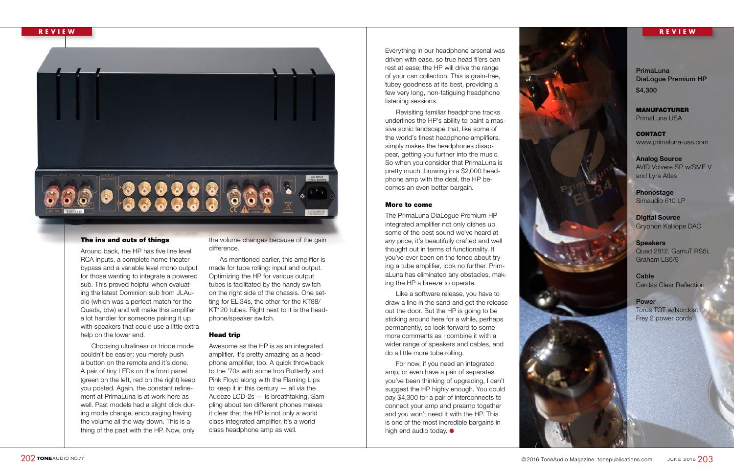### The ins and outs of things

Around back, the HP has five line level RCA inputs, a complete home theater bypass and a variable level mono output for those wanting to integrate a powered sub. This proved helpful when evaluating the latest Dominion sub from JLAudio (which was a perfect match for the Quads, btw) and will make this amplifier a lot handier for someone pairing it up with speakers that could use a little extra help on the lower end.

Choosing ultralinear or triode mode couldn't be easier; you merely push a button on the remote and it's done. A pair of tiny LEDs on the front panel (green on the left, red on the right) keep you posted. Again, the constant refinement at PrimaLuna is at work here as well. Past models had a slight click during mode change, encouraging having the volume all the way down. This is a thing of the past with the HP. Now, only the volume changes because of the gain difference.

As mentioned earlier, this amplifier is made for tube rolling: input and output. Optimizing the HP for various output tubes is facilitated by the handy switch on the right side of the chassis. One setting for EL-34s, the other for the KT88/KT120 tubes. Right next to it is the headphone/speaker switch.

### Head trip

Awesome as the HP is as an integrated amplifier, it's pretty amazing as a headphone amplifier, too. A quick throwback to the '70s with some Iron Butterfly and Pink Floyd along with the Flaming Lips to keep it in this century — all via the Audeze LCD-2s — is breathtaking. Sampling about ten different phones makes it clear that the HP is not only a world class integrated amplifier, it's a world class headphone amp as well.

Everything in our headphone arsenal was driven with ease, so true head fi'ers can rest at ease; the HP will drive the range of your can collection. This is grain-free, tubey goodness at its best, providing a few very long, non-fatiguing headphone listening sessions.

Revisiting familiar headphone tracks underlines the HP's ability to paint a massive sonic landscape that, like some of the world's finest headphone amplifiers, simply makes the headphones disappear, getting you further into the music. So when you consider that PrimaLuna is pretty much throwing in a $2,000 headphone amp with the deal, the HP becomes an even better bargain.

### More to come

The PrimaLuna DiaLogue Premium HP integrated amplifier not only dishes up some of the best sound we've heard at *any* price, it's beautifully crafted and well thought out in terms of functionality. If you've ever been on the fence about trying a tube amplifier, look no further. PrimaLuna has eliminated any obstacles, making the HP a breeze to operate.

Like a software release, you have to draw a line in the sand and get the release out the door. But the HP is going to be sticking around here for a while, perhaps permanently, so look forward to some more comments as I combine it with a wider range of speakers and cables, and do a little more tube rolling.

For now, if you need an integrated amp, or even have a pair of separates you've been thinking of upgrading, I can't suggest the HP highly enough. You could pay $4,300 for a pair of interconnects to connect your amp and preamp together and you won't need it with the HP. This is one of the most incredible bargains in high end audio today. ●

**PrimaLuna DiaLogue Premium HP**
$4,300

**MANUFACTURER**
PrimaLuna USA

**CONTACT**
www.primaluna-usa.com

**Analog Source**
AVID Volvere SP w/SME V and Lyra Atlas

**Phonostage**
Simaudio 610 LP

**Digital Source**
Gryphon Kalliope DAC

**Speakers**
Quad 2812, GamuT RS5i, Graham LS5/9

**Cable**
Cardas Clear Reflection

**Power**
Torus TOT w/Nordost Frey 2 power cords